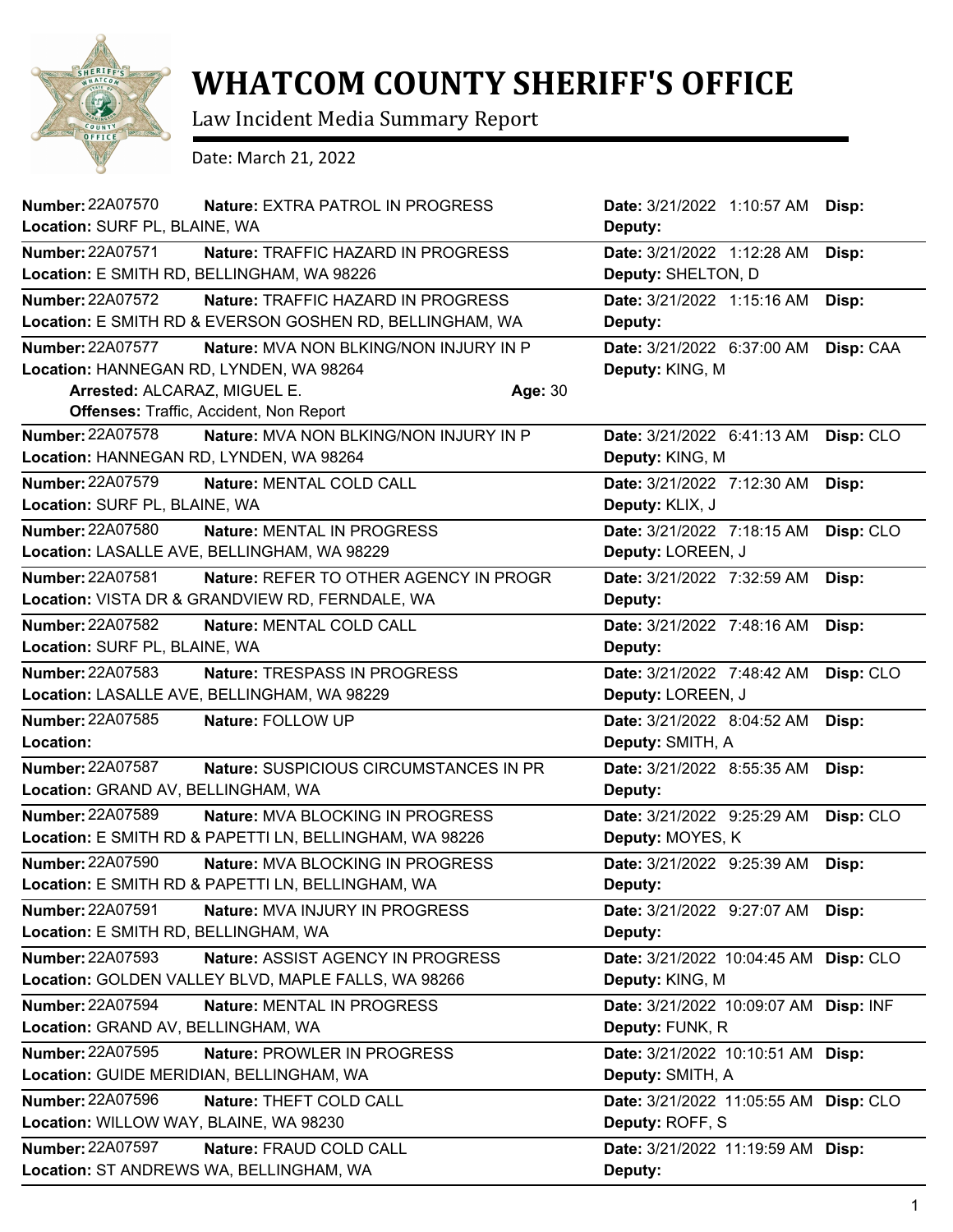# WHATCOM COUNTY SHERIFF'S OFFICE

Law Incident Media Summary Report

Date: March 21, 2022

**Number:** 22A07570 **Nature:** EXTRA PATROL IN PROGRESS **Date:** 3/21/2022 1:10:57 AM **Disp:**
**Location:** SURF PL, BLAINE, WA **Deputy:**

---

**Number:** 22A07571 **Nature:** TRAFFIC HAZARD IN PROGRESS **Date:** 3/21/2022 1:12:28 AM **Disp:**
**Location:** E SMITH RD, BELLINGHAM, WA 98226 **Deputy:** SHELTON, D

---

**Number:** 22A07572 **Nature:** TRAFFIC HAZARD IN PROGRESS **Date:** 3/21/2022 1:15:16 AM **Disp:**
**Location:** E SMITH RD & EVERSON GOSHEN RD, BELLINGHAM, WA **Deputy:**

---

**Number:** 22A07577 **Nature:** MVA NON BLKING/NON INJURY IN P **Date:** 3/21/2022 6:37:00 AM **Disp:** CAA
**Location:** HANNEGAN RD, LYNDEN, WA 98264 **Deputy:** KING, M
**Arrested:** ALCARAZ, MIGUEL E. **Age:** 30
**Offenses:** Traffic, Accident, Non Report

---

**Number:** 22A07578 **Nature:** MVA NON BLKING/NON INJURY IN P **Date:** 3/21/2022 6:41:13 AM **Disp:** CLO
**Location:** HANNEGAN RD, LYNDEN, WA 98264 **Deputy:** KING, M

---

**Number:** 22A07579 **Nature:** MENTAL COLD CALL **Date:** 3/21/2022 7:12:30 AM **Disp:**
**Location:** SURF PL, BLAINE, WA **Deputy:** KLIX, J

---

**Number:** 22A07580 **Nature:** MENTAL IN PROGRESS **Date:** 3/21/2022 7:18:15 AM **Disp:** CLO
**Location:** LASALLE AVE, BELLINGHAM, WA 98229 **Deputy:** LOREEN, J

---

**Number:** 22A07581 **Nature:** REFER TO OTHER AGENCY IN PROGR **Date:** 3/21/2022 7:32:59 AM **Disp:**
**Location:** VISTA DR & GRANDVIEW RD, FERNDALE, WA **Deputy:**

---

**Number:** 22A07582 **Nature:** MENTAL COLD CALL **Date:** 3/21/2022 7:48:16 AM **Disp:**
**Location:** SURF PL, BLAINE, WA **Deputy:**

---

**Number:** 22A07583 **Nature:** TRESPASS IN PROGRESS **Date:** 3/21/2022 7:48:42 AM **Disp:** CLO
**Location:** LASALLE AVE, BELLINGHAM, WA 98229 **Deputy:** LOREEN, J

---

**Number:** 22A07585 **Nature:** FOLLOW UP **Date:** 3/21/2022 8:04:52 AM **Disp:**
**Location:** **Deputy:** SMITH, A

---

**Number:** 22A07587 **Nature:** SUSPICIOUS CIRCUMSTANCES IN PR **Date:** 3/21/2022 8:55:35 AM **Disp:**
**Location:** GRAND AV, BELLINGHAM, WA **Deputy:**

---

**Number:** 22A07589 **Nature:** MVA BLOCKING IN PROGRESS **Date:** 3/21/2022 9:25:29 AM **Disp:** CLO
**Location:** E SMITH RD & PAPETTI LN, BELLINGHAM, WA 98226 **Deputy:** MOYES, K

---

**Number:** 22A07590 **Nature:** MVA BLOCKING IN PROGRESS **Date:** 3/21/2022 9:25:39 AM **Disp:**
**Location:** E SMITH RD & PAPETTI LN, BELLINGHAM, WA **Deputy:**

---

**Number:** 22A07591 **Nature:** MVA INJURY IN PROGRESS **Date:** 3/21/2022 9:27:07 AM **Disp:**
**Location:** E SMITH RD, BELLINGHAM, WA **Deputy:**

---

**Number:** 22A07593 **Nature:** ASSIST AGENCY IN PROGRESS **Date:** 3/21/2022 10:04:45 AM **Disp:** CLO
**Location:** GOLDEN VALLEY BLVD, MAPLE FALLS, WA 98266 **Deputy:** KING, M

---

**Number:** 22A07594 **Nature:** MENTAL IN PROGRESS **Date:** 3/21/2022 10:09:07 AM **Disp:** INF
**Location:** GRAND AV, BELLINGHAM, WA **Deputy:** FUNK, R

---

**Number:** 22A07595 **Nature:** PROWLER IN PROGRESS **Date:** 3/21/2022 10:10:51 AM **Disp:**
**Location:** GUIDE MERIDIAN, BELLINGHAM, WA **Deputy:** SMITH, A

---

**Number:** 22A07596 **Nature:** THEFT COLD CALL **Date:** 3/21/2022 11:05:55 AM **Disp:** CLO
**Location:** WILLOW WAY, BLAINE, WA 98230 **Deputy:** ROFF, S

---

**Number:** 22A07597 **Nature:** FRAUD COLD CALL **Date:** 3/21/2022 11:19:59 AM **Disp:**
**Location:** ST ANDREWS WA, BELLINGHAM, WA **Deputy:**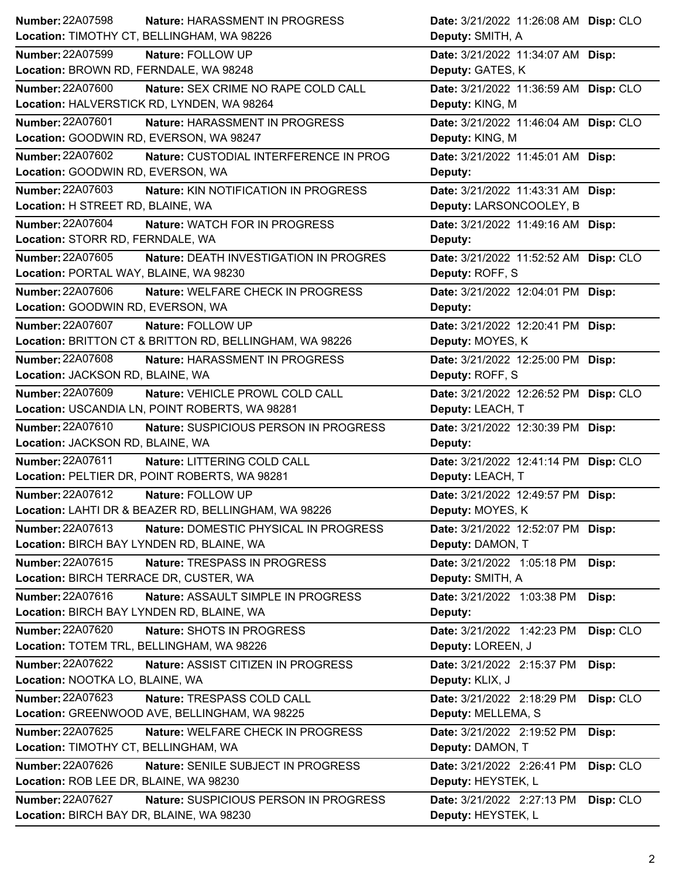| Number | Nature | Location | Date | Deputy | Disp |
|---|---|---|---|---|---|
| 22A07598 | HARASSMENT IN PROGRESS | TIMOTHY CT, BELLINGHAM, WA 98226 | 3/21/2022 11:26:08 AM | SMITH, A | CLO |
| 22A07599 | FOLLOW UP | BROWN RD, FERNDALE, WA 98248 | 3/21/2022 11:34:07 AM | GATES, K | |
| 22A07600 | SEX CRIME NO RAPE COLD CALL | HALVERSTICK RD, LYNDEN, WA 98264 | 3/21/2022 11:36:59 AM | KING, M | CLO |
| 22A07601 | HARASSMENT IN PROGRESS | GOODWIN RD, EVERSON, WA 98247 | 3/21/2022 11:46:04 AM | KING, M | CLO |
| 22A07602 | CUSTODIAL INTERFERENCE IN PROG | GOODWIN RD, EVERSON, WA | 3/21/2022 11:45:01 AM | | |
| 22A07603 | KIN NOTIFICATION IN PROGRESS | H STREET RD, BLAINE, WA | 3/21/2022 11:43:31 AM | LARSONCOOLEY, B | |
| 22A07604 | WATCH FOR IN PROGRESS | STORR RD, FERNDALE, WA | 3/21/2022 11:49:16 AM | | |
| 22A07605 | DEATH INVESTIGATION IN PROGRES | PORTAL WAY, BLAINE, WA 98230 | 3/21/2022 11:52:52 AM | ROFF, S | CLO |
| 22A07606 | WELFARE CHECK IN PROGRESS | GOODWIN RD, EVERSON, WA | 3/21/2022 12:04:01 PM | | |
| 22A07607 | FOLLOW UP | BRITTON CT & BRITTON RD, BELLINGHAM, WA 98226 | 3/21/2022 12:20:41 PM | MOYES, K | |
| 22A07608 | HARASSMENT IN PROGRESS | JACKSON RD, BLAINE, WA | 3/21/2022 12:25:00 PM | ROFF, S | |
| 22A07609 | VEHICLE PROWL COLD CALL | USCANDIA LN, POINT ROBERTS, WA 98281 | 3/21/2022 12:26:52 PM | LEACH, T | CLO |
| 22A07610 | SUSPICIOUS PERSON IN PROGRESS | JACKSON RD, BLAINE, WA | 3/21/2022 12:30:39 PM | | |
| 22A07611 | LITTERING COLD CALL | PELTIER DR, POINT ROBERTS, WA 98281 | 3/21/2022 12:41:14 PM | LEACH, T | CLO |
| 22A07612 | FOLLOW UP | LAHTI DR & BEAZER RD, BELLINGHAM, WA 98226 | 3/21/2022 12:49:57 PM | MOYES, K | |
| 22A07613 | DOMESTIC PHYSICAL IN PROGRESS | BIRCH BAY LYNDEN RD, BLAINE, WA | 3/21/2022 12:52:07 PM | DAMON, T | |
| 22A07615 | TRESPASS IN PROGRESS | BIRCH TERRACE DR, CUSTER, WA | 3/21/2022 1:05:18 PM | SMITH, A | |
| 22A07616 | ASSAULT SIMPLE IN PROGRESS | BIRCH BAY LYNDEN RD, BLAINE, WA | 3/21/2022 1:03:38 PM | | |
| 22A07620 | SHOTS IN PROGRESS | TOTEM TRL, BELLINGHAM, WA 98226 | 3/21/2022 1:42:23 PM | LOREEN, J | CLO |
| 22A07622 | ASSIST CITIZEN IN PROGRESS | NOOTKA LO, BLAINE, WA | 3/21/2022 2:15:37 PM | KLIX, J | |
| 22A07623 | TRESPASS COLD CALL | GREENWOOD AVE, BELLINGHAM, WA 98225 | 3/21/2022 2:18:29 PM | MELLEMA, S | CLO |
| 22A07625 | WELFARE CHECK IN PROGRESS | TIMOTHY CT, BELLINGHAM, WA | 3/21/2022 2:19:52 PM | DAMON, T | |
| 22A07626 | SENILE SUBJECT IN PROGRESS | ROB LEE DR, BLAINE, WA 98230 | 3/21/2022 2:26:41 PM | HEYSTEK, L | CLO |
| 22A07627 | SUSPICIOUS PERSON IN PROGRESS | BIRCH BAY DR, BLAINE, WA 98230 | 3/21/2022 2:27:13 PM | HEYSTEK, L | CLO |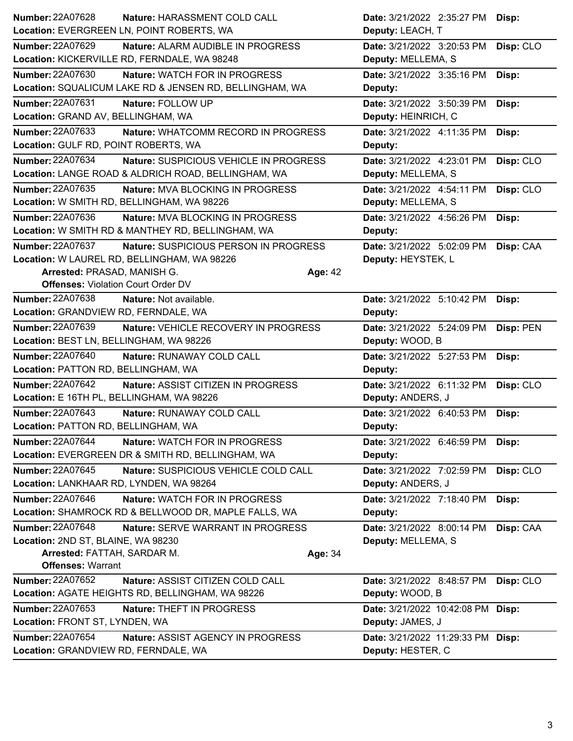**Number:** 22A07628 **Nature:** HARASSMENT COLD CALL **Date:** 3/21/2022 2:35:27 PM **Disp:**
**Location:** EVERGREEN LN, POINT ROBERTS, WA **Deputy:** LEACH, T

---

**Number:** 22A07629 **Nature:** ALARM AUDIBLE IN PROGRESS **Date:** 3/21/2022 3:20:53 PM **Disp:** CLO
**Location:** KICKERVILLE RD, FERNDALE, WA 98248 **Deputy:** MELLEMA, S

---

**Number:** 22A07630 **Nature:** WATCH FOR IN PROGRESS **Date:** 3/21/2022 3:35:16 PM **Disp:**
**Location:** SQUALICUM LAKE RD & JENSEN RD, BELLINGHAM, WA **Deputy:**

---

**Number:** 22A07631 **Nature:** FOLLOW UP **Date:** 3/21/2022 3:50:39 PM **Disp:**
**Location:** GRAND AV, BELLINGHAM, WA **Deputy:** HEINRICH, C

---

**Number:** 22A07633 **Nature:** WHATCOMM RECORD IN PROGRESS **Date:** 3/21/2022 4:11:35 PM **Disp:**
**Location:** GULF RD, POINT ROBERTS, WA **Deputy:**

---

**Number:** 22A07634 **Nature:** SUSPICIOUS VEHICLE IN PROGRESS **Date:** 3/21/2022 4:23:01 PM **Disp:** CLO
**Location:** LANGE ROAD & ALDRICH ROAD, BELLINGHAM, WA **Deputy:** MELLEMA, S

---

**Number:** 22A07635 **Nature:** MVA BLOCKING IN PROGRESS **Date:** 3/21/2022 4:54:11 PM **Disp:** CLO
**Location:** W SMITH RD, BELLINGHAM, WA 98226 **Deputy:** MELLEMA, S

---

**Number:** 22A07636 **Nature:** MVA BLOCKING IN PROGRESS **Date:** 3/21/2022 4:56:26 PM **Disp:**
**Location:** W SMITH RD & MANTHEY RD, BELLINGHAM, WA **Deputy:**

---

**Number:** 22A07637 **Nature:** SUSPICIOUS PERSON IN PROGRESS **Date:** 3/21/2022 5:02:09 PM **Disp:** CAA
**Location:** W LAUREL RD, BELLINGHAM, WA 98226 **Deputy:** HEYSTEK, L
**Arrested:** PRASAD, MANISH G. **Age:** 42
**Offenses:** Violation Court Order DV

---

**Number:** 22A07638 **Nature:** Not available. **Date:** 3/21/2022 5:10:42 PM **Disp:**
**Location:** GRANDVIEW RD, FERNDALE, WA **Deputy:**

---

**Number:** 22A07639 **Nature:** VEHICLE RECOVERY IN PROGRESS **Date:** 3/21/2022 5:24:09 PM **Disp:** PEN
**Location:** BEST LN, BELLINGHAM, WA 98226 **Deputy:** WOOD, B

---

**Number:** 22A07640 **Nature:** RUNAWAY COLD CALL **Date:** 3/21/2022 5:27:53 PM **Disp:**
**Location:** PATTON RD, BELLINGHAM, WA **Deputy:**

---

**Number:** 22A07642 **Nature:** ASSIST CITIZEN IN PROGRESS **Date:** 3/21/2022 6:11:32 PM **Disp:** CLO
**Location:** E 16TH PL, BELLINGHAM, WA 98226 **Deputy:** ANDERS, J

---

**Number:** 22A07643 **Nature:** RUNAWAY COLD CALL **Date:** 3/21/2022 6:40:53 PM **Disp:**
**Location:** PATTON RD, BELLINGHAM, WA **Deputy:**

---

**Number:** 22A07644 **Nature:** WATCH FOR IN PROGRESS **Date:** 3/21/2022 6:46:59 PM **Disp:**
**Location:** EVERGREEN DR & SMITH RD, BELLINGHAM, WA **Deputy:**

---

**Number:** 22A07645 **Nature:** SUSPICIOUS VEHICLE COLD CALL **Date:** 3/21/2022 7:02:59 PM **Disp:** CLO
**Location:** LANKHAAR RD, LYNDEN, WA 98264 **Deputy:** ANDERS, J

---

**Number:** 22A07646 **Nature:** WATCH FOR IN PROGRESS **Date:** 3/21/2022 7:18:40 PM **Disp:**
**Location:** SHAMROCK RD & BELLWOOD DR, MAPLE FALLS, WA **Deputy:**

---

**Number:** 22A07648 **Nature:** SERVE WARRANT IN PROGRESS **Date:** 3/21/2022 8:00:14 PM **Disp:** CAA
**Location:** 2ND ST, BLAINE, WA 98230 **Deputy:** MELLEMA, S
**Arrested:** FATTAH, SARDAR M. **Age:** 34
**Offenses:** Warrant

---

**Number:** 22A07652 **Nature:** ASSIST CITIZEN COLD CALL **Date:** 3/21/2022 8:48:57 PM **Disp:** CLO
**Location:** AGATE HEIGHTS RD, BELLINGHAM, WA 98226 **Deputy:** WOOD, B

---

**Number:** 22A07653 **Nature:** THEFT IN PROGRESS **Date:** 3/21/2022 10:42:08 PM **Disp:**
**Location:** FRONT ST, LYNDEN, WA **Deputy:** JAMES, J

---

**Number:** 22A07654 **Nature:** ASSIST AGENCY IN PROGRESS **Date:** 3/21/2022 11:29:33 PM **Disp:**
**Location:** GRANDVIEW RD, FERNDALE, WA **Deputy:** HESTER, C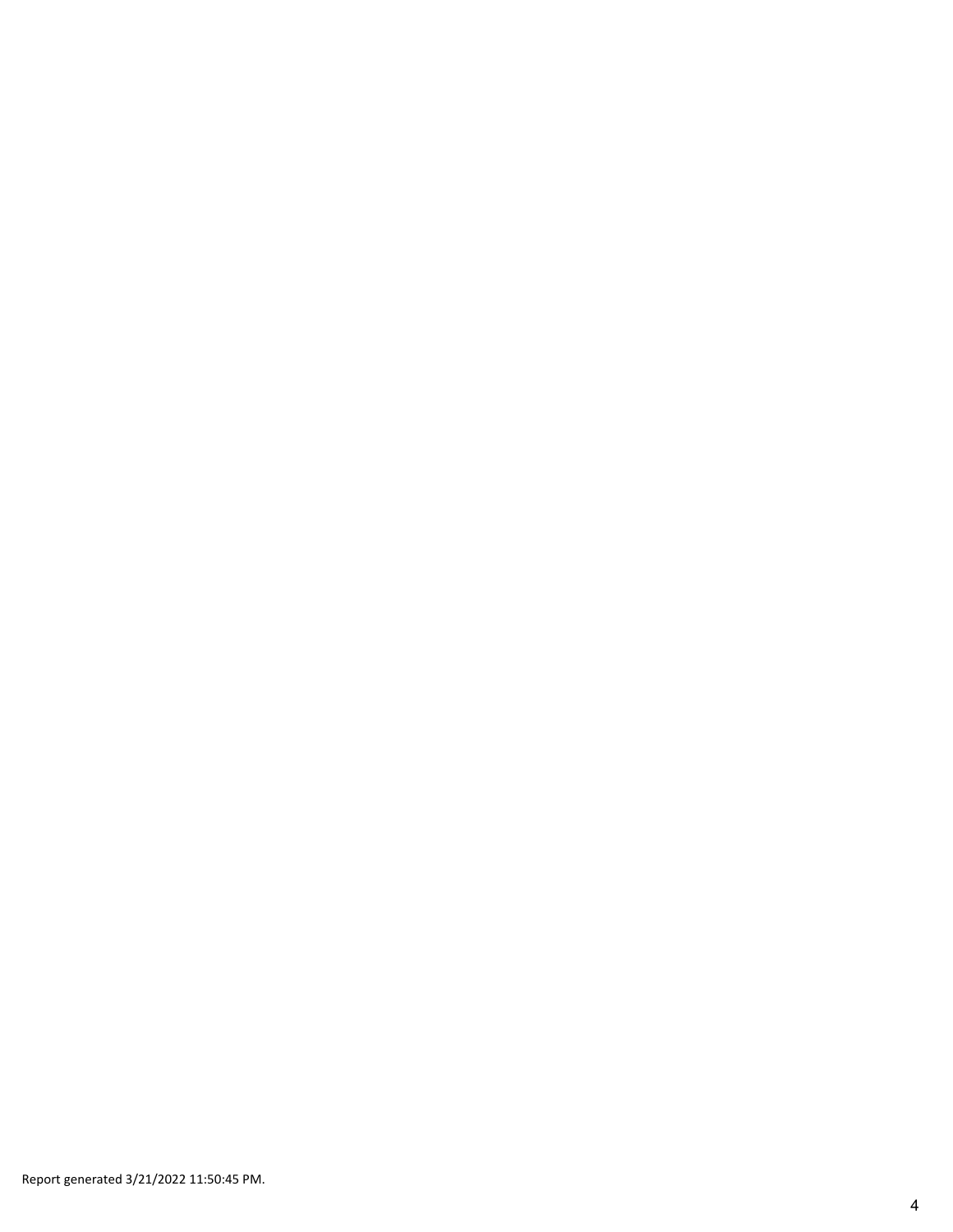Report generated 3/21/2022 11:50:45 PM.